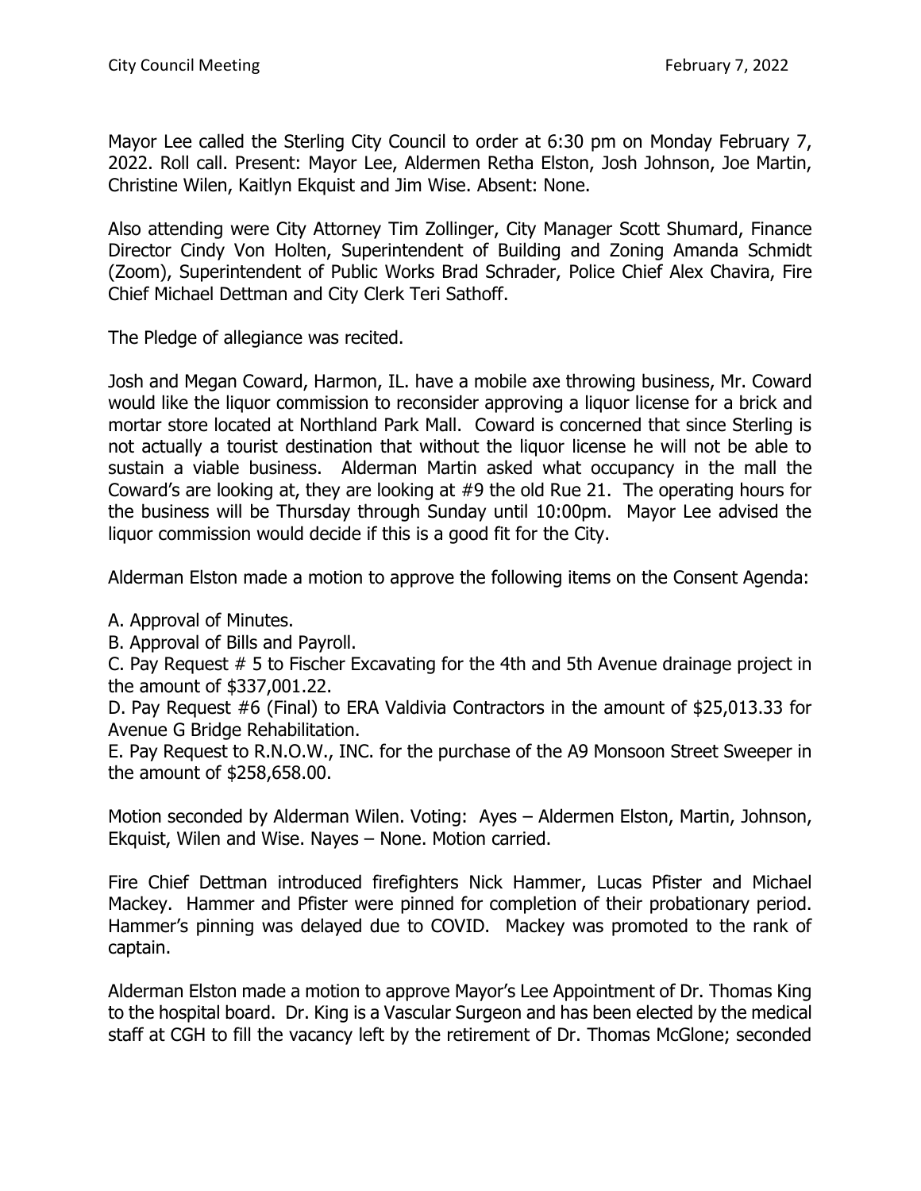Mayor Lee called the Sterling City Council to order at 6:30 pm on Monday February 7, 2022. Roll call. Present: Mayor Lee, Aldermen Retha Elston, Josh Johnson, Joe Martin, Christine Wilen, Kaitlyn Ekquist and Jim Wise. Absent: None.

Also attending were City Attorney Tim Zollinger, City Manager Scott Shumard, Finance Director Cindy Von Holten, Superintendent of Building and Zoning Amanda Schmidt (Zoom), Superintendent of Public Works Brad Schrader, Police Chief Alex Chavira, Fire Chief Michael Dettman and City Clerk Teri Sathoff.

The Pledge of allegiance was recited.

Josh and Megan Coward, Harmon, IL. have a mobile axe throwing business, Mr. Coward would like the liquor commission to reconsider approving a liquor license for a brick and mortar store located at Northland Park Mall. Coward is concerned that since Sterling is not actually a tourist destination that without the liquor license he will not be able to sustain a viable business. Alderman Martin asked what occupancy in the mall the Coward's are looking at, they are looking at #9 the old Rue 21. The operating hours for the business will be Thursday through Sunday until 10:00pm. Mayor Lee advised the liquor commission would decide if this is a good fit for the City.

Alderman Elston made a motion to approve the following items on the Consent Agenda:

A. Approval of Minutes.
B. Approval of Bills and Payroll.
C. Pay Request # 5 to Fischer Excavating for the 4th and 5th Avenue drainage project in the amount of $337,001.22.
D. Pay Request #6 (Final) to ERA Valdivia Contractors in the amount of $25,013.33 for Avenue G Bridge Rehabilitation.
E. Pay Request to R.N.O.W., INC. for the purchase of the A9 Monsoon Street Sweeper in the amount of $258,658.00.

Motion seconded by Alderman Wilen. Voting: Ayes – Aldermen Elston, Martin, Johnson, Ekquist, Wilen and Wise. Nayes – None. Motion carried.

Fire Chief Dettman introduced firefighters Nick Hammer, Lucas Pfister and Michael Mackey. Hammer and Pfister were pinned for completion of their probationary period. Hammer's pinning was delayed due to COVID. Mackey was promoted to the rank of captain.

Alderman Elston made a motion to approve Mayor's Lee Appointment of Dr. Thomas King to the hospital board. Dr. King is a Vascular Surgeon and has been elected by the medical staff at CGH to fill the vacancy left by the retirement of Dr. Thomas McGlone; seconded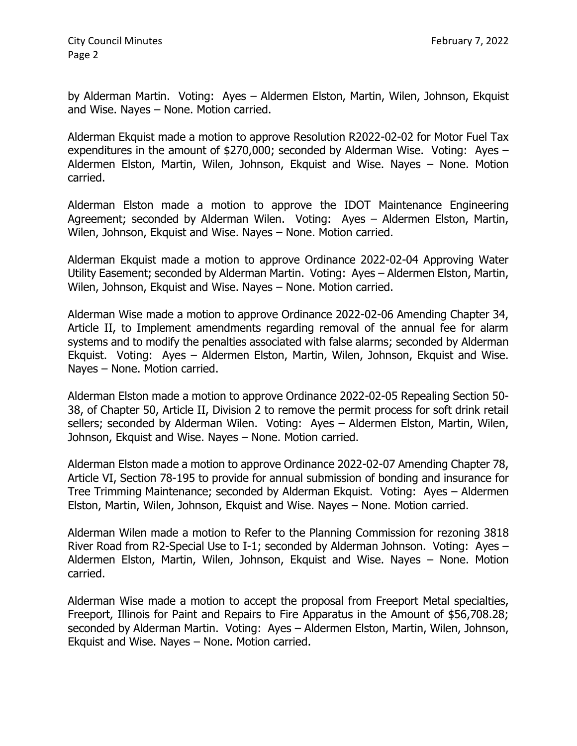by Alderman Martin. Voting: Ayes – Aldermen Elston, Martin, Wilen, Johnson, Ekquist and Wise. Nayes – None. Motion carried.

Alderman Ekquist made a motion to approve Resolution R2022-02-02 for Motor Fuel Tax expenditures in the amount of $270,000; seconded by Alderman Wise. Voting: Ayes – Aldermen Elston, Martin, Wilen, Johnson, Ekquist and Wise. Nayes – None. Motion carried.

Alderman Elston made a motion to approve the IDOT Maintenance Engineering Agreement; seconded by Alderman Wilen. Voting: Ayes – Aldermen Elston, Martin, Wilen, Johnson, Ekquist and Wise. Nayes – None. Motion carried.

Alderman Ekquist made a motion to approve Ordinance 2022-02-04 Approving Water Utility Easement; seconded by Alderman Martin. Voting: Ayes – Aldermen Elston, Martin, Wilen, Johnson, Ekquist and Wise. Nayes – None. Motion carried.

Alderman Wise made a motion to approve Ordinance 2022-02-06 Amending Chapter 34, Article II, to Implement amendments regarding removal of the annual fee for alarm systems and to modify the penalties associated with false alarms; seconded by Alderman Ekquist. Voting: Ayes – Aldermen Elston, Martin, Wilen, Johnson, Ekquist and Wise. Nayes – None. Motion carried.

Alderman Elston made a motion to approve Ordinance 2022-02-05 Repealing Section 50-38, of Chapter 50, Article II, Division 2 to remove the permit process for soft drink retail sellers; seconded by Alderman Wilen. Voting: Ayes – Aldermen Elston, Martin, Wilen, Johnson, Ekquist and Wise. Nayes – None. Motion carried.

Alderman Elston made a motion to approve Ordinance 2022-02-07 Amending Chapter 78, Article VI, Section 78-195 to provide for annual submission of bonding and insurance for Tree Trimming Maintenance; seconded by Alderman Ekquist. Voting: Ayes – Aldermen Elston, Martin, Wilen, Johnson, Ekquist and Wise. Nayes – None. Motion carried.

Alderman Wilen made a motion to Refer to the Planning Commission for rezoning 3818 River Road from R2-Special Use to I-1; seconded by Alderman Johnson. Voting: Ayes – Aldermen Elston, Martin, Wilen, Johnson, Ekquist and Wise. Nayes – None. Motion carried.

Alderman Wise made a motion to accept the proposal from Freeport Metal specialties, Freeport, Illinois for Paint and Repairs to Fire Apparatus in the Amount of $56,708.28; seconded by Alderman Martin. Voting: Ayes – Aldermen Elston, Martin, Wilen, Johnson, Ekquist and Wise. Nayes – None. Motion carried.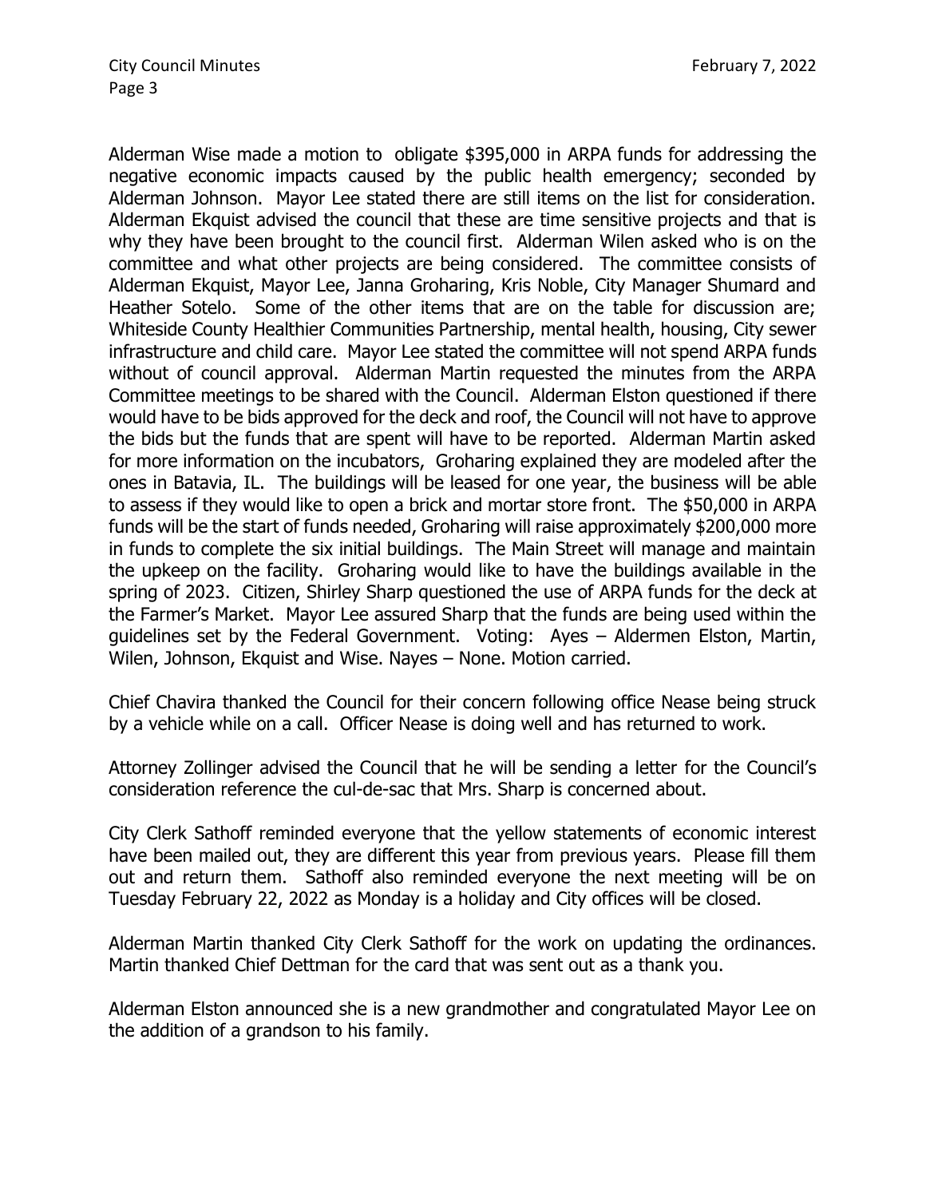Alderman Wise made a motion to obligate $395,000 in ARPA funds for addressing the negative economic impacts caused by the public health emergency; seconded by Alderman Johnson. Mayor Lee stated there are still items on the list for consideration. Alderman Ekquist advised the council that these are time sensitive projects and that is why they have been brought to the council first. Alderman Wilen asked who is on the committee and what other projects are being considered. The committee consists of Alderman Ekquist, Mayor Lee, Janna Groharing, Kris Noble, City Manager Shumard and Heather Sotelo. Some of the other items that are on the table for discussion are; Whiteside County Healthier Communities Partnership, mental health, housing, City sewer infrastructure and child care. Mayor Lee stated the committee will not spend ARPA funds without of council approval. Alderman Martin requested the minutes from the ARPA Committee meetings to be shared with the Council. Alderman Elston questioned if there would have to be bids approved for the deck and roof, the Council will not have to approve the bids but the funds that are spent will have to be reported. Alderman Martin asked for more information on the incubators, Groharing explained they are modeled after the ones in Batavia, IL. The buildings will be leased for one year, the business will be able to assess if they would like to open a brick and mortar store front. The $50,000 in ARPA funds will be the start of funds needed, Groharing will raise approximately $200,000 more in funds to complete the six initial buildings. The Main Street will manage and maintain the upkeep on the facility. Groharing would like to have the buildings available in the spring of 2023. Citizen, Shirley Sharp questioned the use of ARPA funds for the deck at the Farmer's Market. Mayor Lee assured Sharp that the funds are being used within the guidelines set by the Federal Government. Voting: Ayes – Aldermen Elston, Martin, Wilen, Johnson, Ekquist and Wise. Nayes – None. Motion carried.

Chief Chavira thanked the Council for their concern following office Nease being struck by a vehicle while on a call. Officer Nease is doing well and has returned to work.

Attorney Zollinger advised the Council that he will be sending a letter for the Council's consideration reference the cul-de-sac that Mrs. Sharp is concerned about.

City Clerk Sathoff reminded everyone that the yellow statements of economic interest have been mailed out, they are different this year from previous years. Please fill them out and return them. Sathoff also reminded everyone the next meeting will be on Tuesday February 22, 2022 as Monday is a holiday and City offices will be closed.

Alderman Martin thanked City Clerk Sathoff for the work on updating the ordinances. Martin thanked Chief Dettman for the card that was sent out as a thank you.

Alderman Elston announced she is a new grandmother and congratulated Mayor Lee on the addition of a grandson to his family.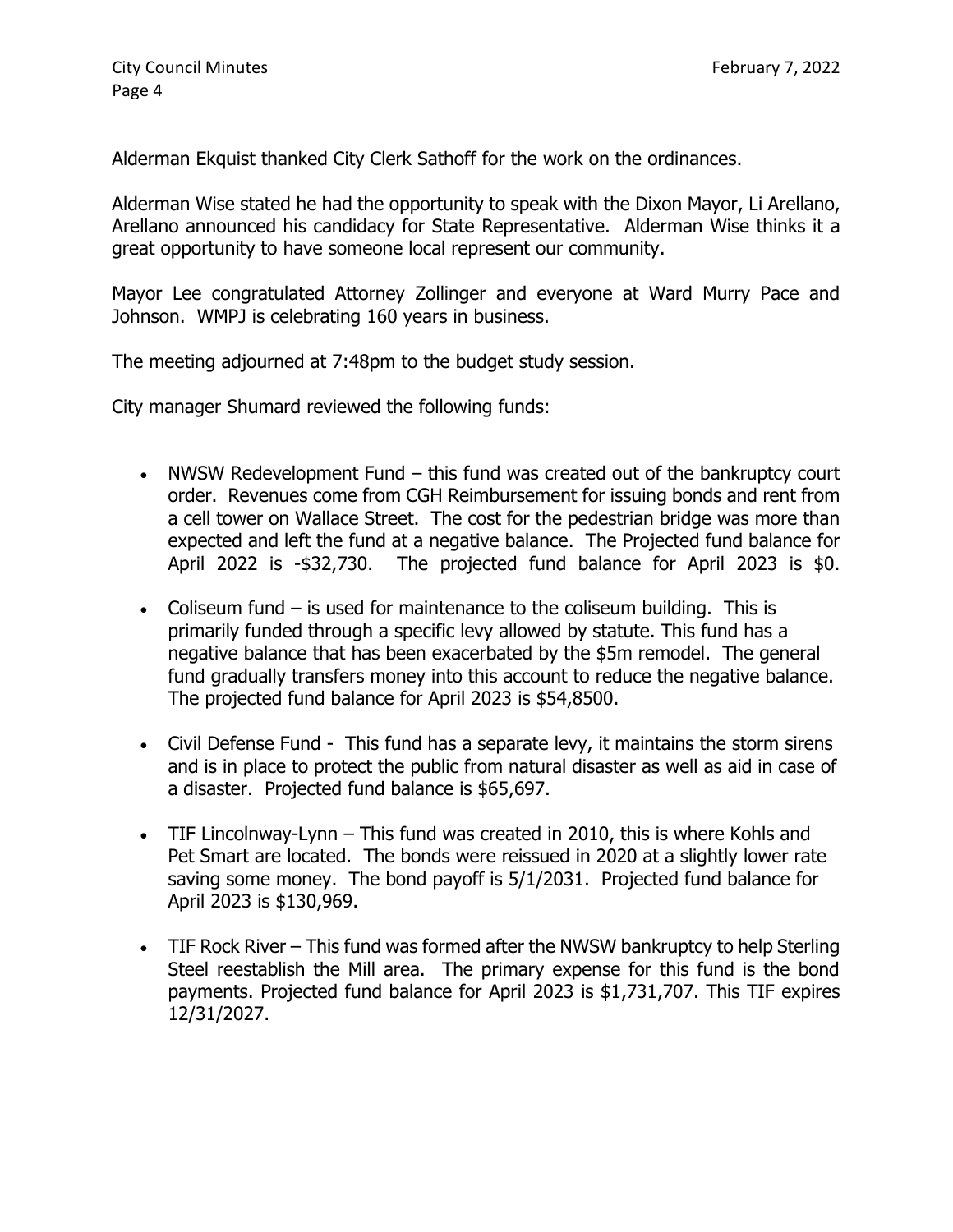Alderman Ekquist thanked City Clerk Sathoff for the work on the ordinances.

Alderman Wise stated he had the opportunity to speak with the Dixon Mayor, Li Arellano, Arellano announced his candidacy for State Representative. Alderman Wise thinks it a great opportunity to have someone local represent our community.

Mayor Lee congratulated Attorney Zollinger and everyone at Ward Murry Pace and Johnson. WMPJ is celebrating 160 years in business.

The meeting adjourned at 7:48pm to the budget study session.

City manager Shumard reviewed the following funds:

- NWSW Redevelopment Fund – this fund was created out of the bankruptcy court order. Revenues come from CGH Reimbursement for issuing bonds and rent from a cell tower on Wallace Street. The cost for the pedestrian bridge was more than expected and left the fund at a negative balance. The Projected fund balance for April 2022 is -$32,730. The projected fund balance for April 2023 is $0.
- Coliseum fund – is used for maintenance to the coliseum building. This is primarily funded through a specific levy allowed by statute. This fund has a negative balance that has been exacerbated by the $5m remodel. The general fund gradually transfers money into this account to reduce the negative balance. The projected fund balance for April 2023 is $54,8500.
- Civil Defense Fund - This fund has a separate levy, it maintains the storm sirens and is in place to protect the public from natural disaster as well as aid in case of a disaster. Projected fund balance is $65,697.
- TIF Lincolnway-Lynn – This fund was created in 2010, this is where Kohls and Pet Smart are located. The bonds were reissued in 2020 at a slightly lower rate saving some money. The bond payoff is 5/1/2031. Projected fund balance for April 2023 is $130,969.
- TIF Rock River – This fund was formed after the NWSW bankruptcy to help Sterling Steel reestablish the Mill area. The primary expense for this fund is the bond payments. Projected fund balance for April 2023 is $1,731,707. This TIF expires 12/31/2027.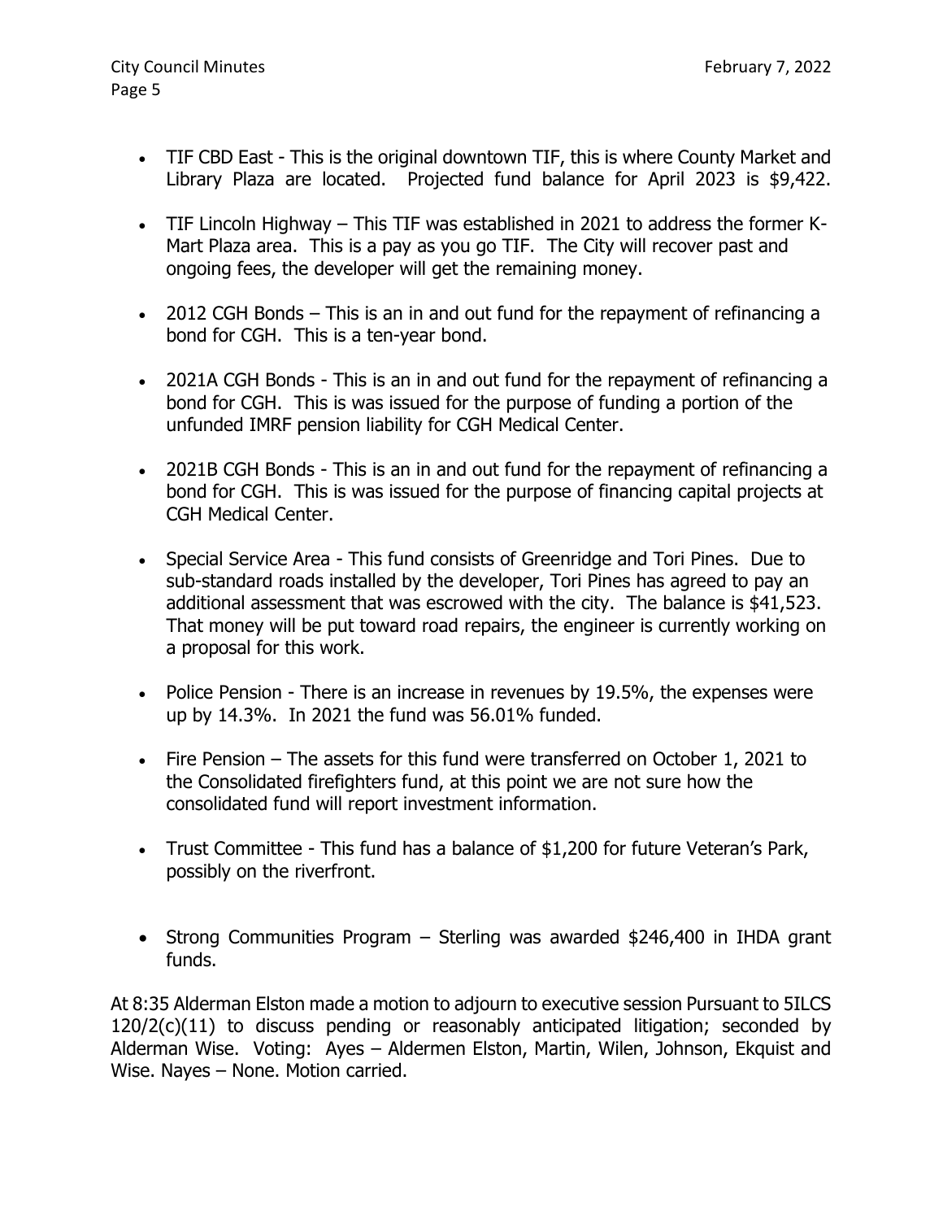- TIF CBD East - This is the original downtown TIF, this is where County Market and Library Plaza are located. Projected fund balance for April 2023 is $9,422.

- TIF Lincoln Highway – This TIF was established in 2021 to address the former K-Mart Plaza area. This is a pay as you go TIF. The City will recover past and ongoing fees, the developer will get the remaining money.

- 2012 CGH Bonds – This is an in and out fund for the repayment of refinancing a bond for CGH. This is a ten-year bond.

- 2021A CGH Bonds - This is an in and out fund for the repayment of refinancing a bond for CGH. This is was issued for the purpose of funding a portion of the unfunded IMRF pension liability for CGH Medical Center.

- 2021B CGH Bonds - This is an in and out fund for the repayment of refinancing a bond for CGH. This is was issued for the purpose of financing capital projects at CGH Medical Center.

- Special Service Area - This fund consists of Greenridge and Tori Pines. Due to sub-standard roads installed by the developer, Tori Pines has agreed to pay an additional assessment that was escrowed with the city. The balance is $41,523. That money will be put toward road repairs, the engineer is currently working on a proposal for this work.

- Police Pension - There is an increase in revenues by 19.5%, the expenses were up by 14.3%. In 2021 the fund was 56.01% funded.

- Fire Pension – The assets for this fund were transferred on October 1, 2021 to the Consolidated firefighters fund, at this point we are not sure how the consolidated fund will report investment information.

- Trust Committee - This fund has a balance of $1,200 for future Veteran's Park, possibly on the riverfront.

- Strong Communities Program – Sterling was awarded $246,400 in IHDA grant funds.

At 8:35 Alderman Elston made a motion to adjourn to executive session Pursuant to 5ILCS 120/2(c)(11) to discuss pending or reasonably anticipated litigation; seconded by Alderman Wise. Voting: Ayes – Aldermen Elston, Martin, Wilen, Johnson, Ekquist and Wise. Nayes – None. Motion carried.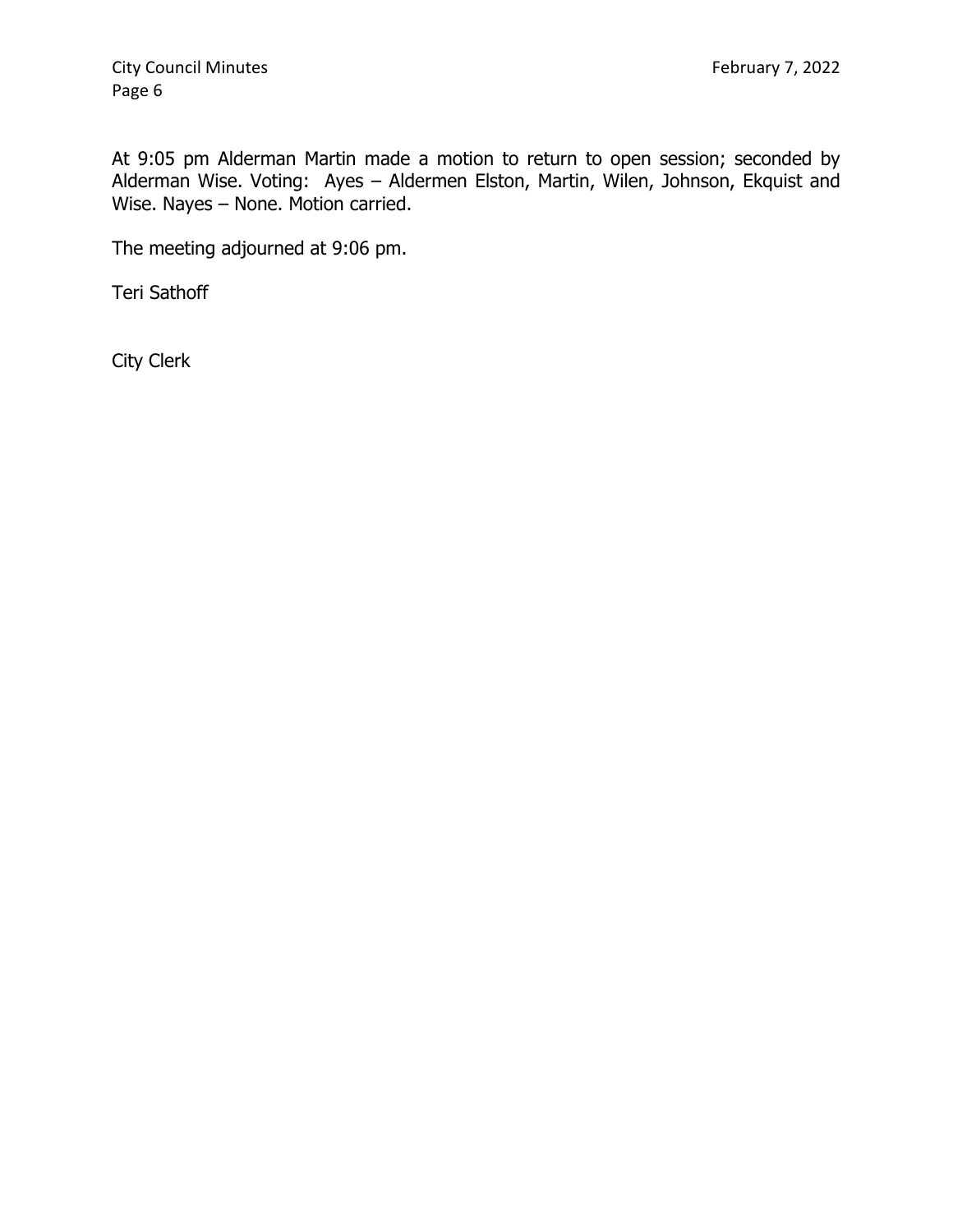At 9:05 pm Alderman Martin made a motion to return to open session; seconded by Alderman Wise. Voting: Ayes – Aldermen Elston, Martin, Wilen, Johnson, Ekquist and Wise. Nayes – None. Motion carried.

The meeting adjourned at 9:06 pm.

Teri Sathoff

City Clerk